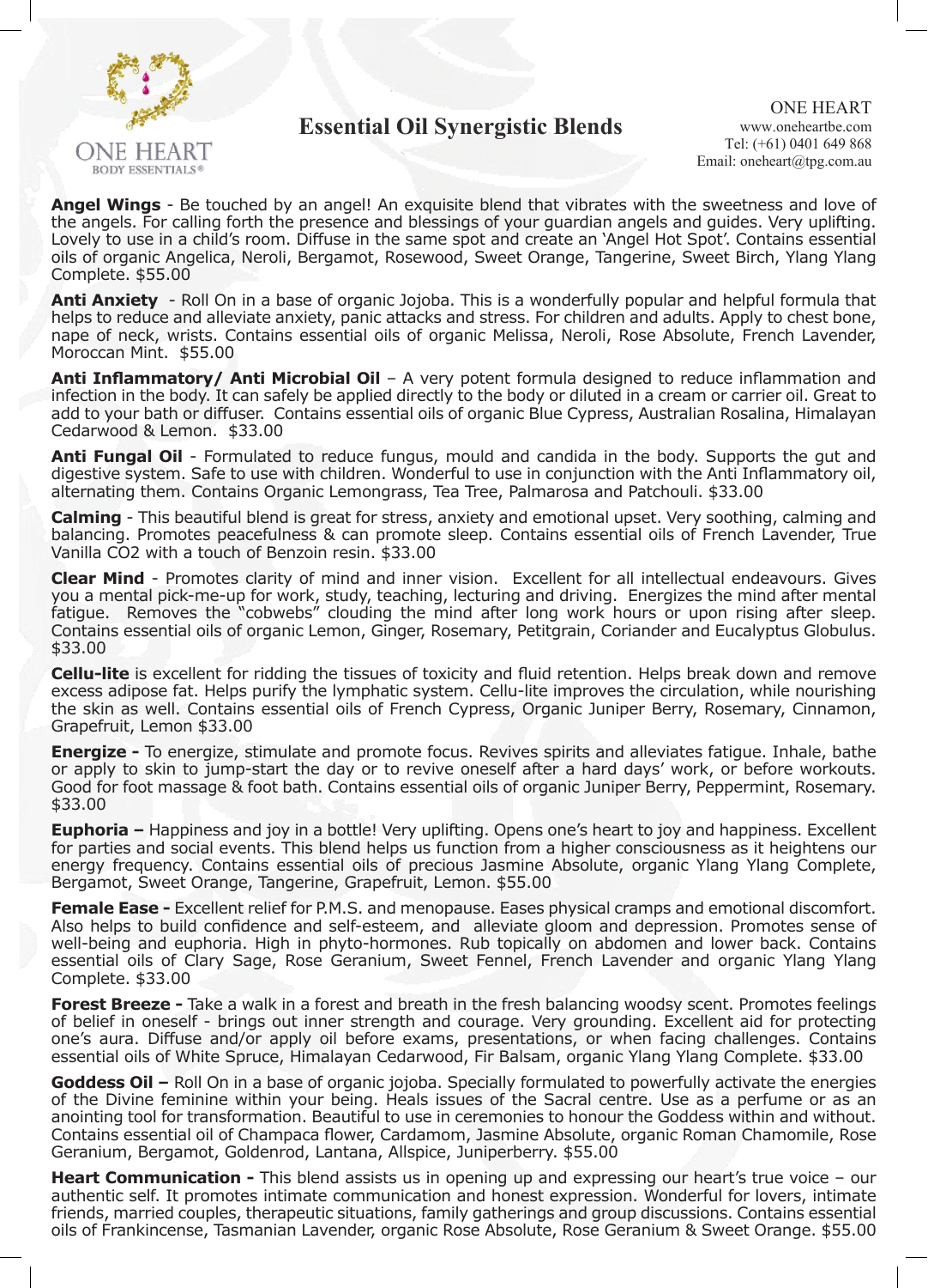ONE HEART
BODY ESSENTIALS®

# Essential Oil Synergistic Blends

ONE HEART
www.oneheartbe.com
Tel: (+61) 0401 649 868
Email: oneheart@tpg.com.au

**Angel Wings** - Be touched by an angel! An exquisite blend that vibrates with the sweetness and love of the angels. For calling forth the presence and blessings of your guardian angels and guides. Very uplifting. Lovely to use in a child's room. Diffuse in the same spot and create an 'Angel Hot Spot'. Contains essential oils of organic Angelica, Neroli, Bergamot, Rosewood, Sweet Orange, Tangerine, Sweet Birch, Ylang Ylang Complete. $55.00

**Anti Anxiety** - Roll On in a base of organic Jojoba. This is a wonderfully popular and helpful formula that helps to reduce and alleviate anxiety, panic attacks and stress. For children and adults. Apply to chest bone, nape of neck, wrists. Contains essential oils of organic Melissa, Neroli, Rose Absolute, French Lavender, Moroccan Mint. $55.00

**Anti Inflammatory/ Anti Microbial Oil** – A very potent formula designed to reduce inflammation and infection in the body. It can safely be applied directly to the body or diluted in a cream or carrier oil. Great to add to your bath or diffuser. Contains essential oils of organic Blue Cypress, Australian Rosalina, Himalayan Cedarwood & Lemon. $33.00

**Anti Fungal Oil** - Formulated to reduce fungus, mould and candida in the body. Supports the gut and digestive system. Safe to use with children. Wonderful to use in conjunction with the Anti Inflammatory oil, alternating them. Contains Organic Lemongrass, Tea Tree, Palmarosa and Patchouli. $33.00

**Calming** - This beautiful blend is great for stress, anxiety and emotional upset. Very soothing, calming and balancing. Promotes peacefulness & can promote sleep. Contains essential oils of French Lavender, True Vanilla CO2 with a touch of Benzoin resin. $33.00

**Clear Mind** - Promotes clarity of mind and inner vision. Excellent for all intellectual endeavours. Gives you a mental pick-me-up for work, study, teaching, lecturing and driving. Energizes the mind after mental fatigue. Removes the "cobwebs" clouding the mind after long work hours or upon rising after sleep. Contains essential oils of organic Lemon, Ginger, Rosemary, Petitgrain, Coriander and Eucalyptus Globulus. $33.00

**Cellu-lite** is excellent for ridding the tissues of toxicity and fluid retention. Helps break down and remove excess adipose fat. Helps purify the lymphatic system. Cellu-lite improves the circulation, while nourishing the skin as well. Contains essential oils of French Cypress, Organic Juniper Berry, Rosemary, Cinnamon, Grapefruit, Lemon $33.00

**Energize -** To energize, stimulate and promote focus. Revives spirits and alleviates fatigue. Inhale, bathe or apply to skin to jump-start the day or to revive oneself after a hard days' work, or before workouts. Good for foot massage & foot bath. Contains essential oils of organic Juniper Berry, Peppermint, Rosemary. $33.00

**Euphoria –** Happiness and joy in a bottle! Very uplifting. Opens one's heart to joy and happiness. Excellent for parties and social events. This blend helps us function from a higher consciousness as it heightens our energy frequency. Contains essential oils of precious Jasmine Absolute, organic Ylang Ylang Complete, Bergamot, Sweet Orange, Tangerine, Grapefruit, Lemon. $55.00

**Female Ease -** Excellent relief for P.M.S. and menopause. Eases physical cramps and emotional discomfort. Also helps to build confidence and self-esteem, and alleviate gloom and depression. Promotes sense of well-being and euphoria. High in phyto-hormones. Rub topically on abdomen and lower back. Contains essential oils of Clary Sage, Rose Geranium, Sweet Fennel, French Lavender and organic Ylang Ylang Complete. $33.00

**Forest Breeze -** Take a walk in a forest and breath in the fresh balancing woodsy scent. Promotes feelings of belief in oneself - brings out inner strength and courage. Very grounding. Excellent aid for protecting one's aura. Diffuse and/or apply oil before exams, presentations, or when facing challenges. Contains essential oils of White Spruce, Himalayan Cedarwood, Fir Balsam, organic Ylang Ylang Complete. $33.00

**Goddess Oil –** Roll On in a base of organic jojoba. Specially formulated to powerfully activate the energies of the Divine feminine within your being. Heals issues of the Sacral centre. Use as a perfume or as an anointing tool for transformation. Beautiful to use in ceremonies to honour the Goddess within and without. Contains essential oil of Champaca flower, Cardamom, Jasmine Absolute, organic Roman Chamomile, Rose Geranium, Bergamot, Goldenrod, Lantana, Allspice, Juniperberry. $55.00

**Heart Communication -** This blend assists us in opening up and expressing our heart's true voice – our authentic self. It promotes intimate communication and honest expression. Wonderful for lovers, intimate friends, married couples, therapeutic situations, family gatherings and group discussions. Contains essential oils of Frankincense, Tasmanian Lavender, organic Rose Absolute, Rose Geranium & Sweet Orange. $55.00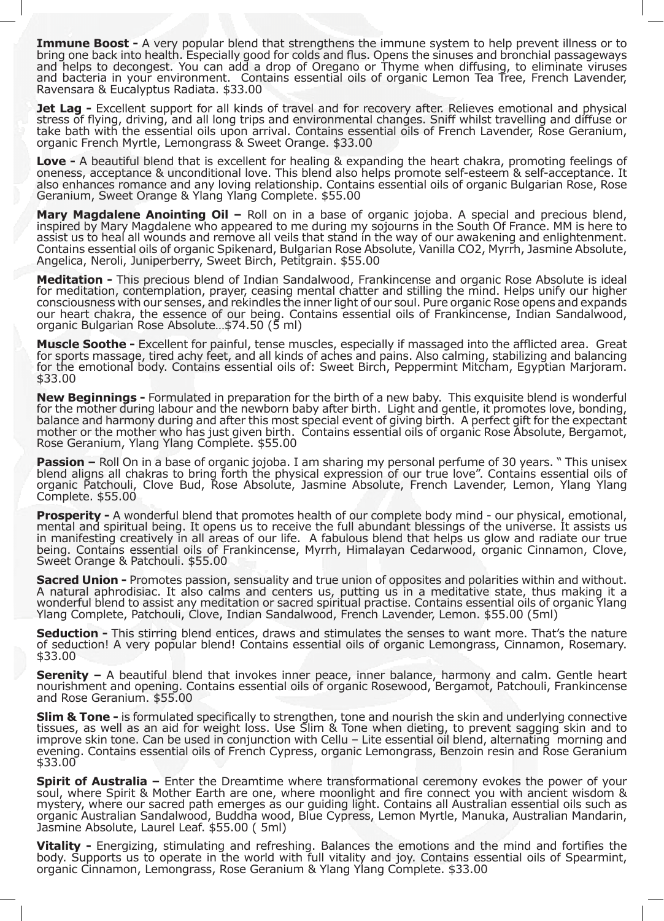**Immune Boost -** A very popular blend that strengthens the immune system to help prevent illness or to bring one back into health. Especially good for colds and flus. Opens the sinuses and bronchial passageways and helps to decongest. You can add a drop of Oregano or Thyme when diffusing, to eliminate viruses and bacteria in your environment. Contains essential oils of organic Lemon Tea Tree, French Lavender, Ravensara & Eucalyptus Radiata. $33.00

**Jet Lag -** Excellent support for all kinds of travel and for recovery after. Relieves emotional and physical stress of flying, driving, and all long trips and environmental changes. Sniff whilst travelling and diffuse or take bath with the essential oils upon arrival. Contains essential oils of French Lavender, Rose Geranium, organic French Myrtle, Lemongrass & Sweet Orange. $33.00

**Love -** A beautiful blend that is excellent for healing & expanding the heart chakra, promoting feelings of oneness, acceptance & unconditional love. This blend also helps promote self-esteem & self-acceptance. It also enhances romance and any loving relationship. Contains essential oils of organic Bulgarian Rose, Rose Geranium, Sweet Orange & Ylang Ylang Complete. $55.00

**Mary Magdalene Anointing Oil –** Roll on in a base of organic jojoba. A special and precious blend, inspired by Mary Magdalene who appeared to me during my sojourns in the South Of France. MM is here to assist us to heal all wounds and remove all veils that stand in the way of our awakening and enlightenment. Contains essential oils of organic Spikenard, Bulgarian Rose Absolute, Vanilla CO2, Myrrh, Jasmine Absolute, Angelica, Neroli, Juniperberry, Sweet Birch, Petitgrain. $55.00

**Meditation -** This precious blend of Indian Sandalwood, Frankincense and organic Rose Absolute is ideal for meditation, contemplation, prayer, ceasing mental chatter and stilling the mind. Helps unify our higher consciousness with our senses, and rekindles the inner light of our soul. Pure organic Rose opens and expands our heart chakra, the essence of our being. Contains essential oils of Frankincense, Indian Sandalwood, organic Bulgarian Rose Absolute…$74.50 (5 ml)

**Muscle Soothe -** Excellent for painful, tense muscles, especially if massaged into the afflicted area. Great for sports massage, tired achy feet, and all kinds of aches and pains. Also calming, stabilizing and balancing for the emotional body. Contains essential oils of: Sweet Birch, Peppermint Mitcham, Egyptian Marjoram. $33.00

**New Beginnings -** Formulated in preparation for the birth of a new baby. This exquisite blend is wonderful for the mother during labour and the newborn baby after birth. Light and gentle, it promotes love, bonding, balance and harmony during and after this most special event of giving birth. A perfect gift for the expectant mother or the mother who has just given birth. Contains essential oils of organic Rose Absolute, Bergamot, Rose Geranium, Ylang Ylang Complete. $55.00

**Passion –** Roll On in a base of organic jojoba. I am sharing my personal perfume of 30 years. " This unisex blend aligns all chakras to bring forth the physical expression of our true love". Contains essential oils of organic Patchouli, Clove Bud, Rose Absolute, Jasmine Absolute, French Lavender, Lemon, Ylang Ylang Complete. $55.00

**Prosperity -** A wonderful blend that promotes health of our complete body mind - our physical, emotional, mental and spiritual being. It opens us to receive the full abundant blessings of the universe. It assists us in manifesting creatively in all areas of our life. A fabulous blend that helps us glow and radiate our true being. Contains essential oils of Frankincense, Myrrh, Himalayan Cedarwood, organic Cinnamon, Clove, Sweet Orange & Patchouli. $55.00

**Sacred Union -** Promotes passion, sensuality and true union of opposites and polarities within and without. A natural aphrodisiac. It also calms and centers us, putting us in a meditative state, thus making it a wonderful blend to assist any meditation or sacred spiritual practise. Contains essential oils of organic Ylang Ylang Complete, Patchouli, Clove, Indian Sandalwood, French Lavender, Lemon. $55.00 (5ml)

**Seduction -** This stirring blend entices, draws and stimulates the senses to want more. That's the nature of seduction! A very popular blend! Contains essential oils of organic Lemongrass, Cinnamon, Rosemary. $33.00

**Serenity –** A beautiful blend that invokes inner peace, inner balance, harmony and calm. Gentle heart nourishment and opening. Contains essential oils of organic Rosewood, Bergamot, Patchouli, Frankincense and Rose Geranium. $55.00

**Slim & Tone -** is formulated specifically to strengthen, tone and nourish the skin and underlying connective tissues, as well as an aid for weight loss. Use Slim & Tone when dieting, to prevent sagging skin and to improve skin tone. Can be used in conjunction with Cellu – Lite essential oil blend, alternating morning and evening. Contains essential oils of French Cypress, organic Lemongrass, Benzoin resin and Rose Geranium $33.00

**Spirit of Australia –** Enter the Dreamtime where transformational ceremony evokes the power of your soul, where Spirit & Mother Earth are one, where moonlight and fire connect you with ancient wisdom & mystery, where our sacred path emerges as our guiding light. Contains all Australian essential oils such as organic Australian Sandalwood, Buddha wood, Blue Cypress, Lemon Myrtle, Manuka, Australian Mandarin, Jasmine Absolute, Laurel Leaf. $55.00 ( 5ml)

**Vitality -** Energizing, stimulating and refreshing. Balances the emotions and the mind and fortifies the body. Supports us to operate in the world with full vitality and joy. Contains essential oils of Spearmint, organic Cinnamon, Lemongrass, Rose Geranium & Ylang Ylang Complete. $33.00